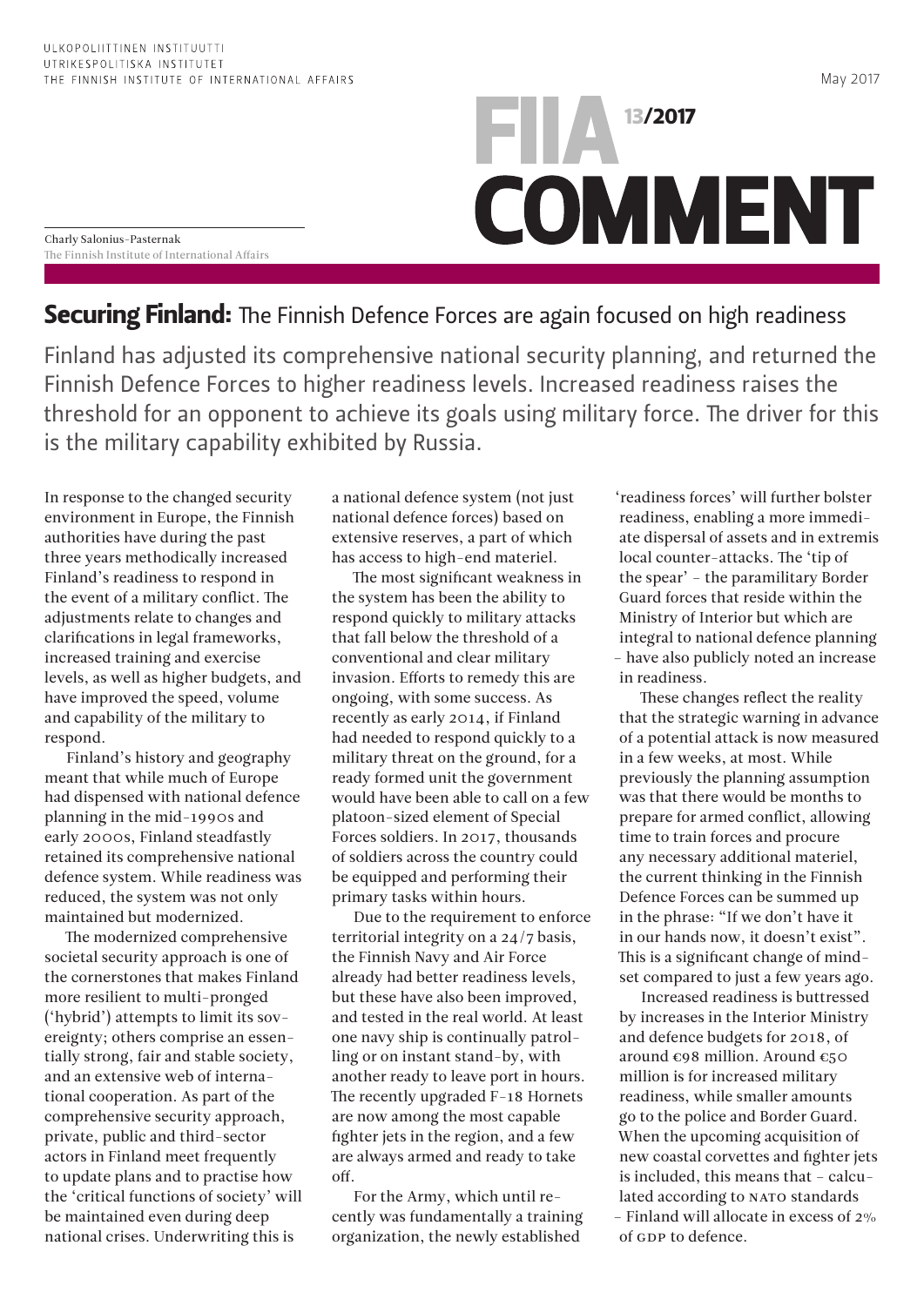ULKOPOLIITTINEN INSTITUUTTI
UTRIKESPOLITISKA INSTITUTET
THE FINNISH INSTITUTE OF INTERNATIONAL AFFAIRS

May 2017

FIIA 13/2017

COMMENT

Charly Salonius-Pasternak
The Finnish Institute of International Affairs

# **Securing Finland:** The Finnish Defence Forces are again focused on high readiness

Finland has adjusted its comprehensive national security planning, and returned the Finnish Defence Forces to higher readiness levels. Increased readiness raises the threshold for an opponent to achieve its goals using military force. The driver for this is the military capability exhibited by Russia.

In response to the changed security environment in Europe, the Finnish authorities have during the past three years methodically increased Finland's readiness to respond in the event of a military conflict. The adjustments relate to changes and clarifications in legal frameworks, increased training and exercise levels, as well as higher budgets, and have improved the speed, volume and capability of the military to respond.

Finland's history and geography meant that while much of Europe had dispensed with national defence planning in the mid-1990s and early 2000s, Finland steadfastly retained its comprehensive national defence system. While readiness was reduced, the system was not only maintained but modernized.

The modernized comprehensive societal security approach is one of the cornerstones that makes Finland more resilient to multi-pronged ('hybrid') attempts to limit its sovereignty; others comprise an essentially strong, fair and stable society, and an extensive web of international cooperation. As part of the comprehensive security approach, private, public and third-sector actors in Finland meet frequently to update plans and to practise how the 'critical functions of society' will be maintained even during deep national crises. Underwriting this is a national defence system (not just national defence forces) based on extensive reserves, a part of which has access to high-end materiel.

The most significant weakness in the system has been the ability to respond quickly to military attacks that fall below the threshold of a conventional and clear military invasion. Efforts to remedy this are ongoing, with some success. As recently as early 2014, if Finland had needed to respond quickly to a military threat on the ground, for a ready formed unit the government would have been able to call on a few platoon-sized element of Special Forces soldiers. In 2017, thousands of soldiers across the country could be equipped and performing their primary tasks within hours.

Due to the requirement to enforce territorial integrity on a 24/7 basis, the Finnish Navy and Air Force already had better readiness levels, but these have also been improved, and tested in the real world. At least one navy ship is continually patrolling or on instant stand-by, with another ready to leave port in hours. The recently upgraded F-18 Hornets are now among the most capable fighter jets in the region, and a few are always armed and ready to take off.

For the Army, which until recently was fundamentally a training organization, the newly established 'readiness forces' will further bolster readiness, enabling a more immediate dispersal of assets and in extremis local counter-attacks. The 'tip of the spear' – the paramilitary Border Guard forces that reside within the Ministry of Interior but which are integral to national defence planning – have also publicly noted an increase in readiness.

These changes reflect the reality that the strategic warning in advance of a potential attack is now measured in a few weeks, at most. While previously the planning assumption was that there would be months to prepare for armed conflict, allowing time to train forces and procure any necessary additional materiel, the current thinking in the Finnish Defence Forces can be summed up in the phrase: "If we don't have it in our hands now, it doesn't exist". This is a significant change of mindset compared to just a few years ago.

Increased readiness is buttressed by increases in the Interior Ministry and defence budgets for 2018, of around €98 million. Around €50 million is for increased military readiness, while smaller amounts go to the police and Border Guard. When the upcoming acquisition of new coastal corvettes and fighter jets is included, this means that – calculated according to NATO standards – Finland will allocate in excess of 2% of GDP to defence.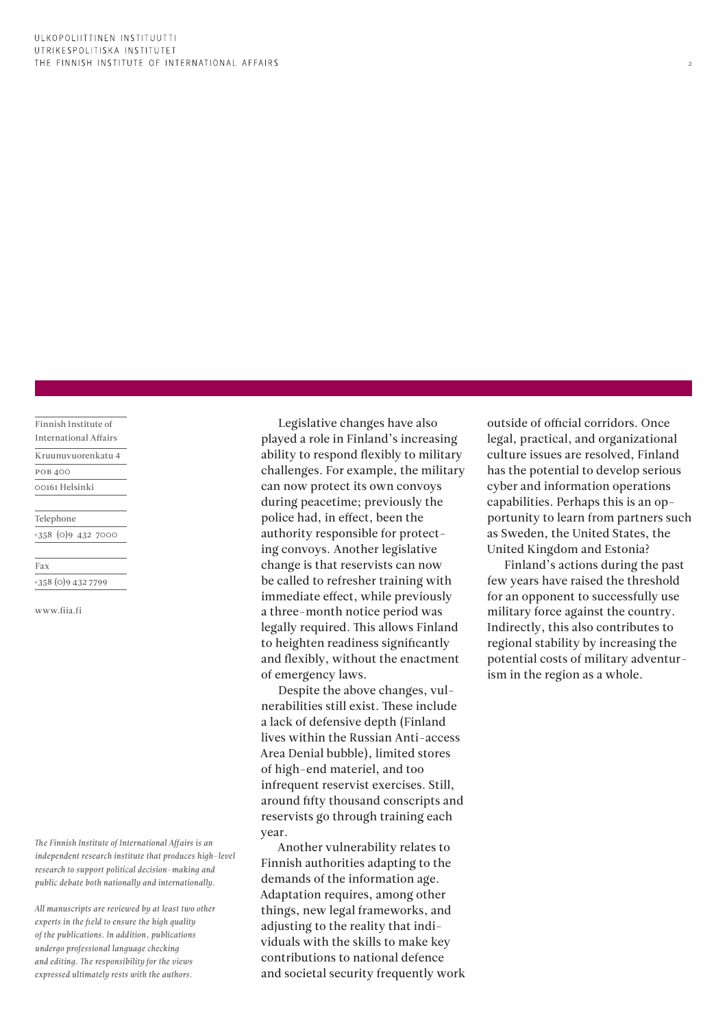Legislative changes have also played a role in Finland's increasing ability to respond flexibly to military challenges. For example, the military can now protect its own convoys during peacetime; previously the police had, in effect, been the authority responsible for protecting convoys. Another legislative change is that reservists can now be called to refresher training with immediate effect, while previously a three-month notice period was legally required. This allows Finland to heighten readiness significantly and flexibly, without the enactment of emergency laws.

Despite the above changes, vulnerabilities still exist. These include a lack of defensive depth (Finland lives within the Russian Anti-access Area Denial bubble), limited stores of high-end materiel, and too infrequent reservist exercises. Still, around fifty thousand conscripts and reservists go through training each year.

Another vulnerability relates to Finnish authorities adapting to the demands of the information age. Adaptation requires, among other things, new legal frameworks, and adjusting to the reality that individuals with the skills to make key contributions to national defence and societal security frequently work outside of official corridors. Once legal, practical, and organizational culture issues are resolved, Finland has the potential to develop serious cyber and information operations capabilities. Perhaps this is an opportunity to learn from partners such as Sweden, the United States, the United Kingdom and Estonia?

Finland's actions during the past few years have raised the threshold for an opponent to successfully use military force against the country. Indirectly, this also contributes to regional stability by increasing the potential costs of military adventurism in the region as a whole.

Finnish Institute of International Affairs
Kruunuvuorenkatu 4
POB 400
00161 Helsinki

Telephone
+358 (0)9 432 7000

Fax
+358 (0)9 432 7799

www.fiia.fi

*The Finnish Institute of International Affairs is an independent research institute that produces high-level research to support political decision-making and public debate both nationally and internationally.*

*All manuscripts are reviewed by at least two other experts in the field to ensure the high quality of the publications. In addition, publications undergo professional language checking and editing. The responsibility for the views expressed ultimately rests with the authors.*